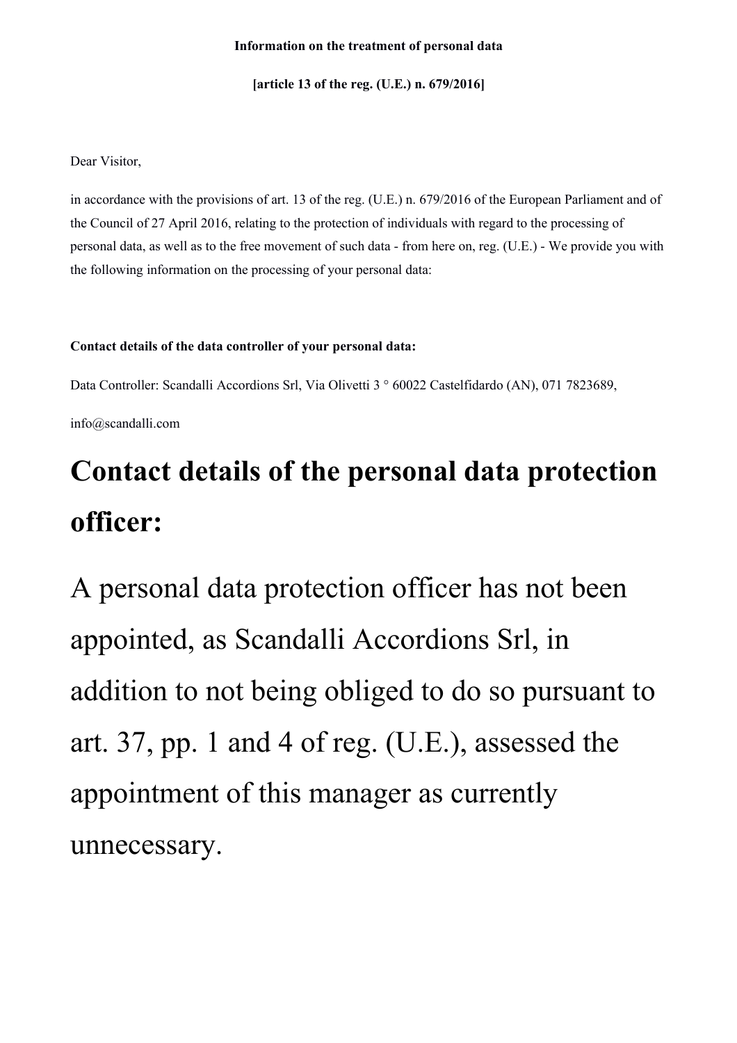**Information on the treatment of personal data**

**[article 13 of the reg. (U.E.) n. 679/2016]**

Dear Visitor,

in accordance with the provisions of art. 13 of the reg. (U.E.) n. 679/2016 of the European Parliament and of the Council of 27 April 2016, relating to the protection of individuals with regard to the processing of personal data, as well as to the free movement of such data - from here on, reg. (U.E.) - We provide you with the following information on the processing of your personal data:

**Contact details of the data controller of your personal data:**

Data Controller: Scandalli Accordions Srl, Via Olivetti 3 ° 60022 Castelfidardo (AN), 071 7823689,

info@scandalli.com

# Contact details of the personal data protection officer:

A personal data protection officer has not been appointed, as Scandalli Accordions Srl, in addition to not being obliged to do so pursuant to art. 37, pp. 1 and 4 of reg. (U.E.), assessed the appointment of this manager as currently unnecessary.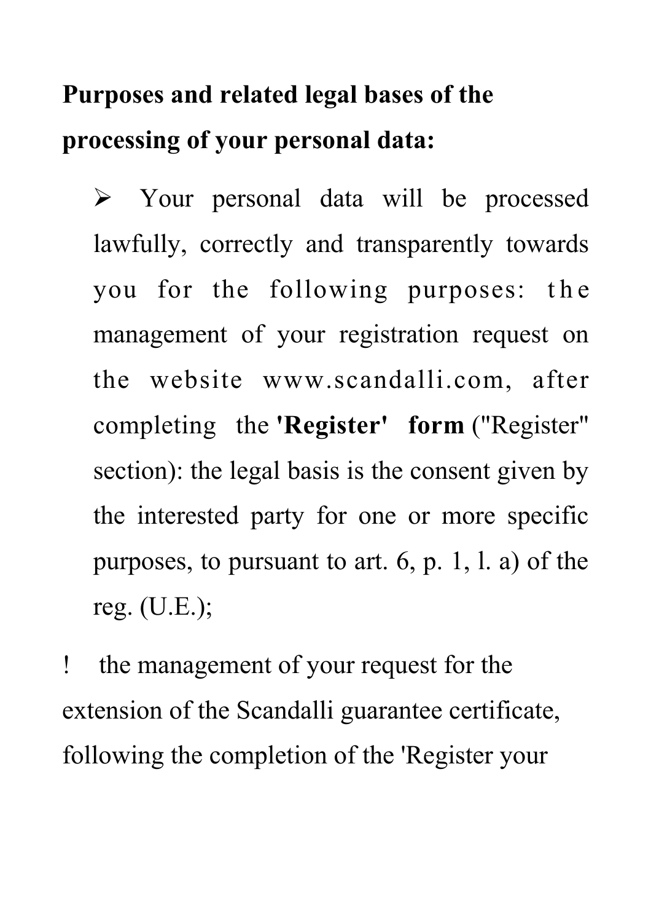**Purposes and related legal bases of the processing of your personal data:**

- Your personal data will be processed lawfully, correctly and transparently towards you for the following purposes: the management of your registration request on the website www.scandalli.com, after completing the **'Register' form** ("Register" section): the legal basis is the consent given by the interested party for one or more specific purposes, to pursuant to art. 6, p. 1, l. a) of the reg. (U.E.);

! the management of your request for the extension of the Scandalli guarantee certificate, following the completion of the 'Register your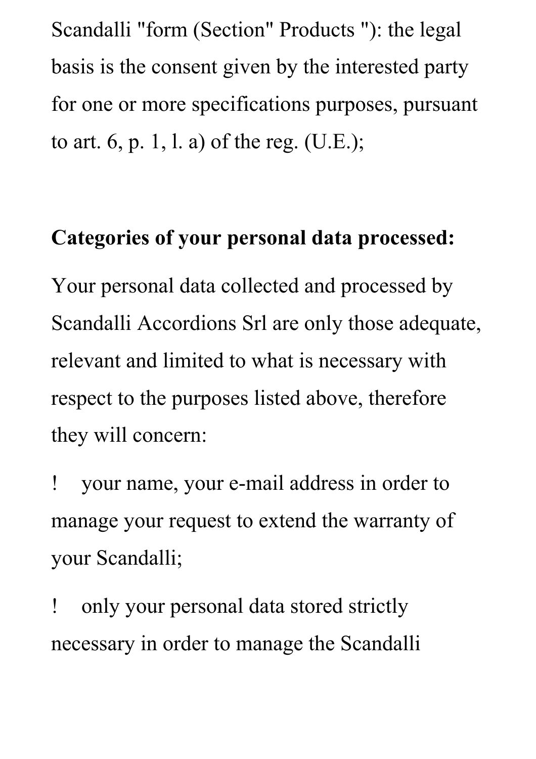Scandalli "form (Section" Products "): the legal basis is the consent given by the interested party for one or more specifications purposes, pursuant to art. 6, p. 1, l. a) of the reg. (U.E.);

**Categories of your personal data processed:**

Your personal data collected and processed by Scandalli Accordions Srl are only those adequate, relevant and limited to what is necessary with respect to the purposes listed above, therefore they will concern:

! your name, your e-mail address in order to manage your request to extend the warranty of your Scandalli;

! only your personal data stored strictly necessary in order to manage the Scandalli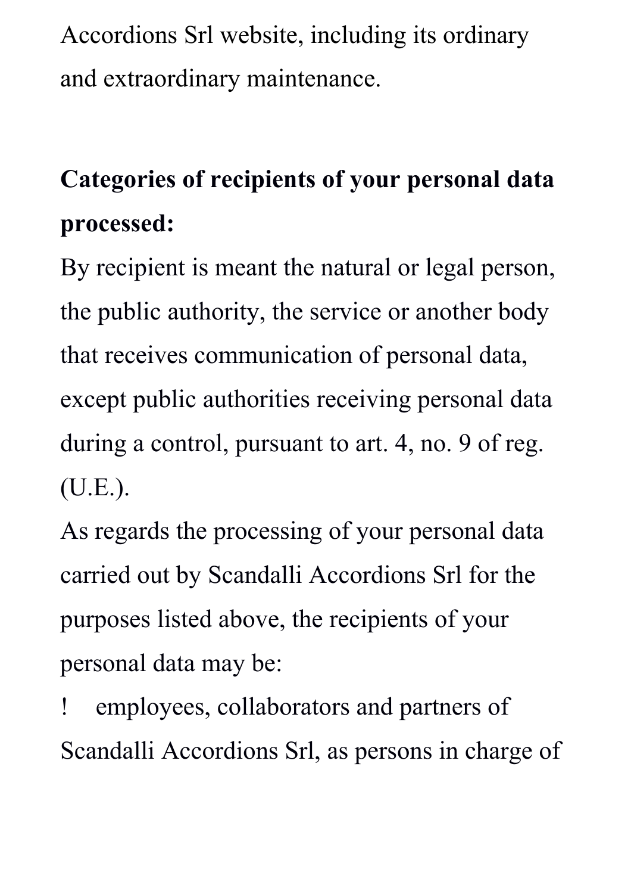Accordions Srl website, including its ordinary and extraordinary maintenance.

**Categories of recipients of your personal data processed:**

By recipient is meant the natural or legal person, the public authority, the service or another body that receives communication of personal data, except public authorities receiving personal data during a control, pursuant to art. 4, no. 9 of reg. (U.E.).

As regards the processing of your personal data carried out by Scandalli Accordions Srl for the purposes listed above, the recipients of your personal data may be:

! employees, collaborators and partners of Scandalli Accordions Srl, as persons in charge of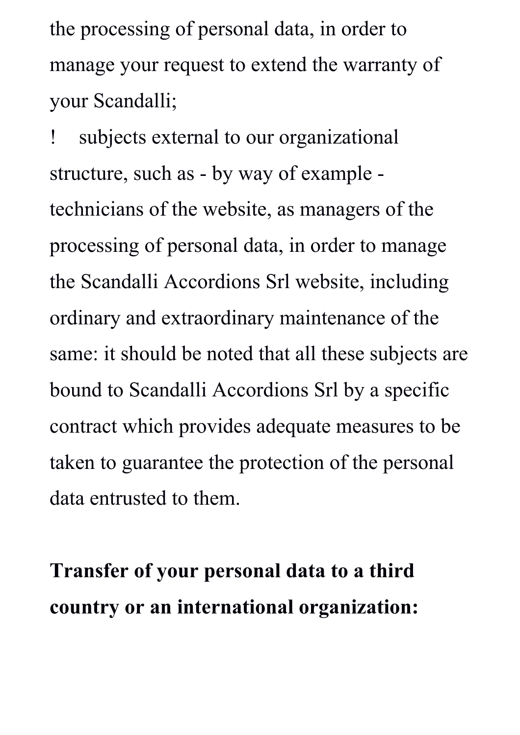the processing of personal data, in order to manage your request to extend the warranty of your Scandalli;

! subjects external to our organizational structure, such as - by way of example - technicians of the website, as managers of the processing of personal data, in order to manage the Scandalli Accordions Srl website, including ordinary and extraordinary maintenance of the same: it should be noted that all these subjects are bound to Scandalli Accordions Srl by a specific contract which provides adequate measures to be taken to guarantee the protection of the personal data entrusted to them.

**Transfer of your personal data to a third country or an international organization:**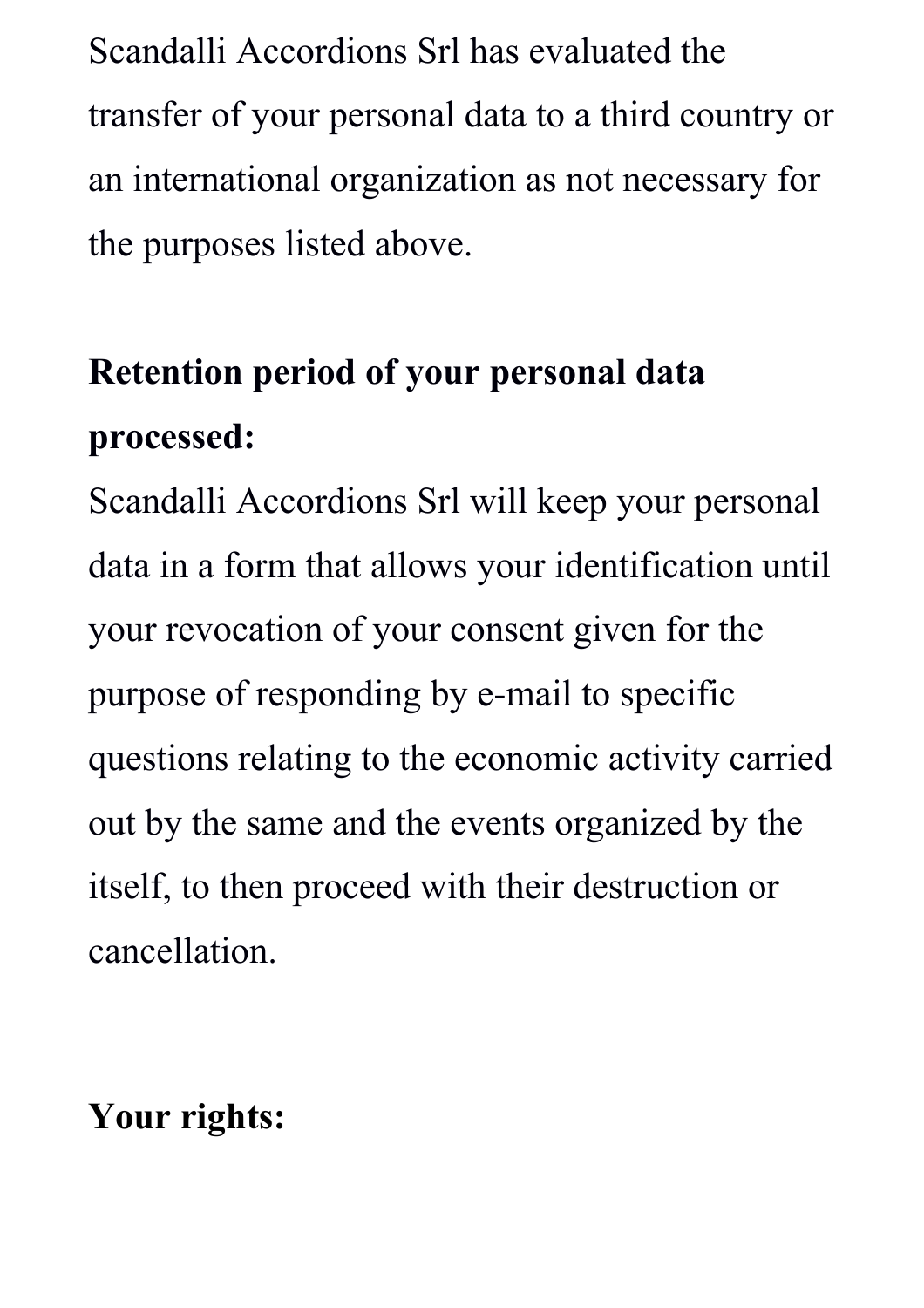Scandalli Accordions Srl has evaluated the transfer of your personal data to a third country or an international organization as not necessary for the purposes listed above.

**Retention period of your personal data processed:**
Scandalli Accordions Srl will keep your personal data in a form that allows your identification until your revocation of your consent given for the purpose of responding by e-mail to specific questions relating to the economic activity carried out by the same and the events organized by the itself, to then proceed with their destruction or cancellation.

**Your rights:**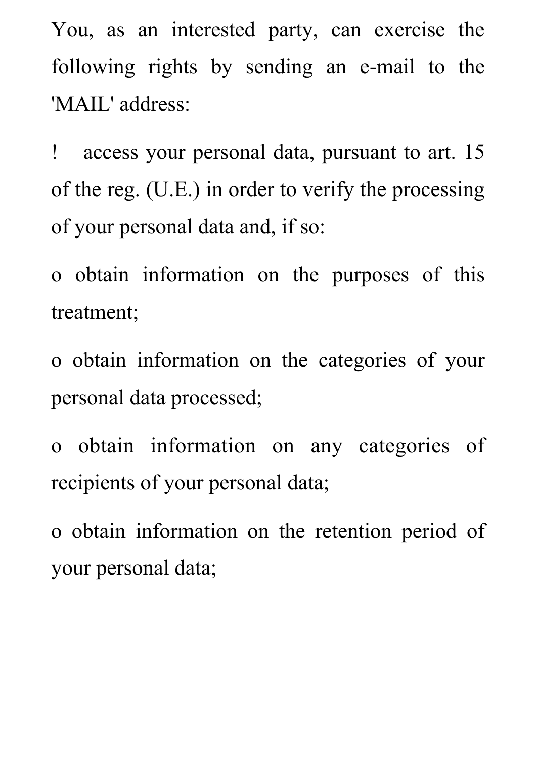You, as an interested party, can exercise the following rights by sending an e-mail to the 'MAIL' address:

- access your personal data, pursuant to art. 15 of the reg. (U.E.) in order to verify the processing of your personal data and, if so:
  - obtain information on the purposes of this treatment;
  - obtain information on the categories of your personal data processed;
  - obtain information on any categories of recipients of your personal data;
  - obtain information on the retention period of your personal data;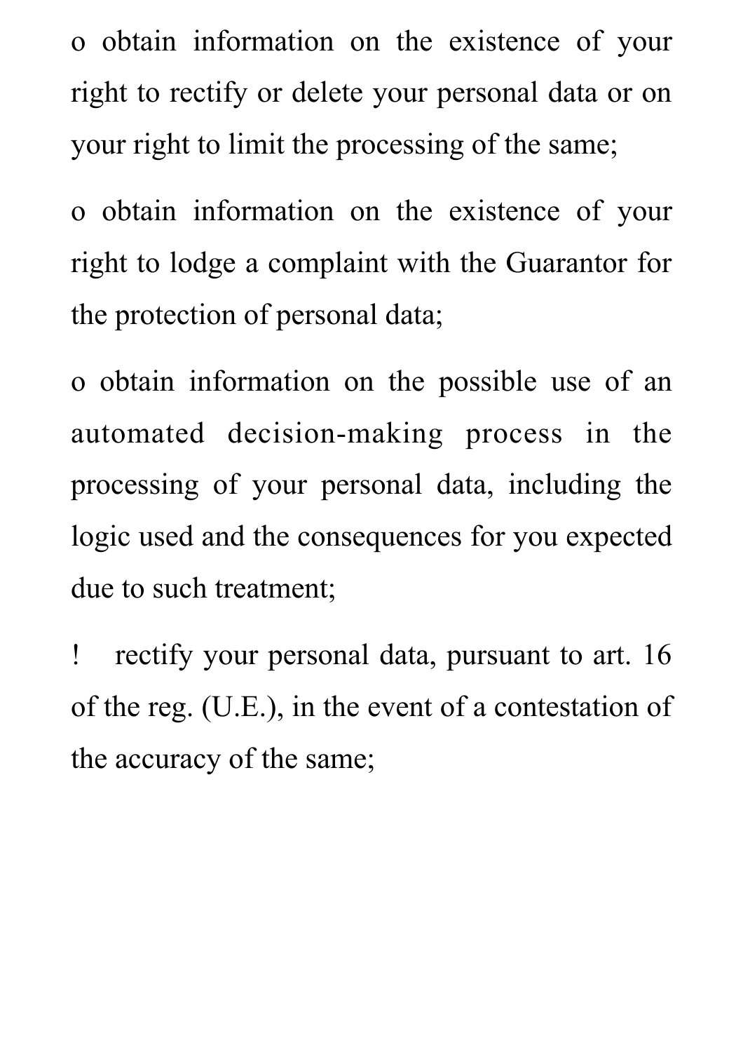o obtain information on the existence of your right to rectify or delete your personal data or on your right to limit the processing of the same;

o obtain information on the existence of your right to lodge a complaint with the Guarantor for the protection of personal data;

o obtain information on the possible use of an automated decision-making process in the processing of your personal data, including the logic used and the consequences for you expected due to such treatment;

! rectify your personal data, pursuant to art. 16 of the reg. (U.E.), in the event of a contestation of the accuracy of the same;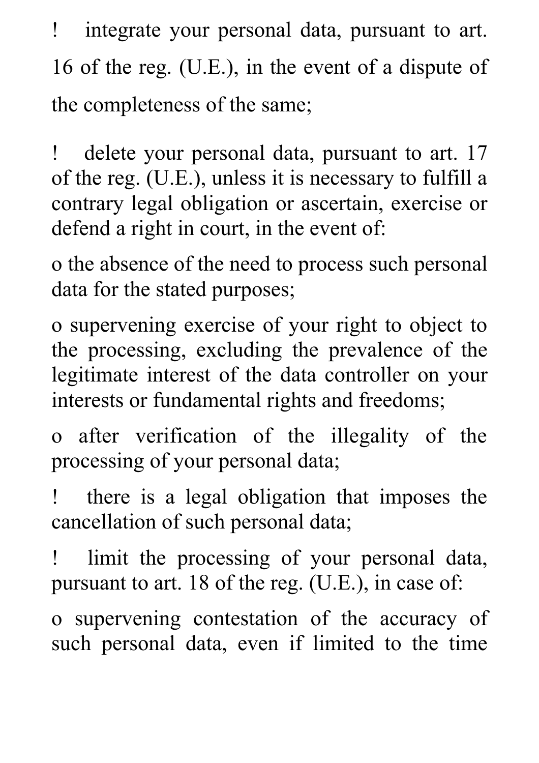! integrate your personal data, pursuant to art. 16 of the reg. (U.E.), in the event of a dispute of the completeness of the same;

! delete your personal data, pursuant to art. 17 of the reg. (U.E.), unless it is necessary to fulfill a contrary legal obligation or ascertain, exercise or defend a right in court, in the event of:

o the absence of the need to process such personal data for the stated purposes;

o supervening exercise of your right to object to the processing, excluding the prevalence of the legitimate interest of the data controller on your interests or fundamental rights and freedoms;

o after verification of the illegality of the processing of your personal data;

! there is a legal obligation that imposes the cancellation of such personal data;

! limit the processing of your personal data, pursuant to art. 18 of the reg. (U.E.), in case of:

o supervening contestation of the accuracy of such personal data, even if limited to the time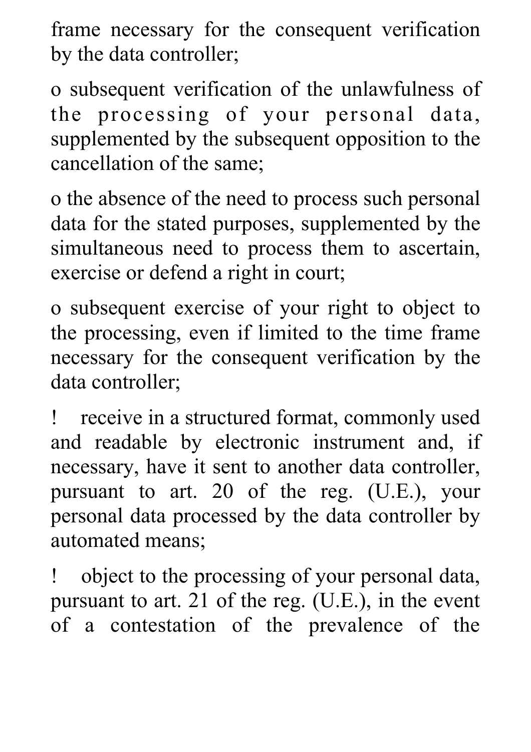frame necessary for the consequent verification by the data controller;

o subsequent verification of the unlawfulness of the processing of your personal data, supplemented by the subsequent opposition to the cancellation of the same;

o the absence of the need to process such personal data for the stated purposes, supplemented by the simultaneous need to process them to ascertain, exercise or defend a right in court;

o subsequent exercise of your right to object to the processing, even if limited to the time frame necessary for the consequent verification by the data controller;

! receive in a structured format, commonly used and readable by electronic instrument and, if necessary, have it sent to another data controller, pursuant to art. 20 of the reg. (U.E.), your personal data processed by the data controller by automated means;

! object to the processing of your personal data, pursuant to art. 21 of the reg. (U.E.), in the event of a contestation of the prevalence of the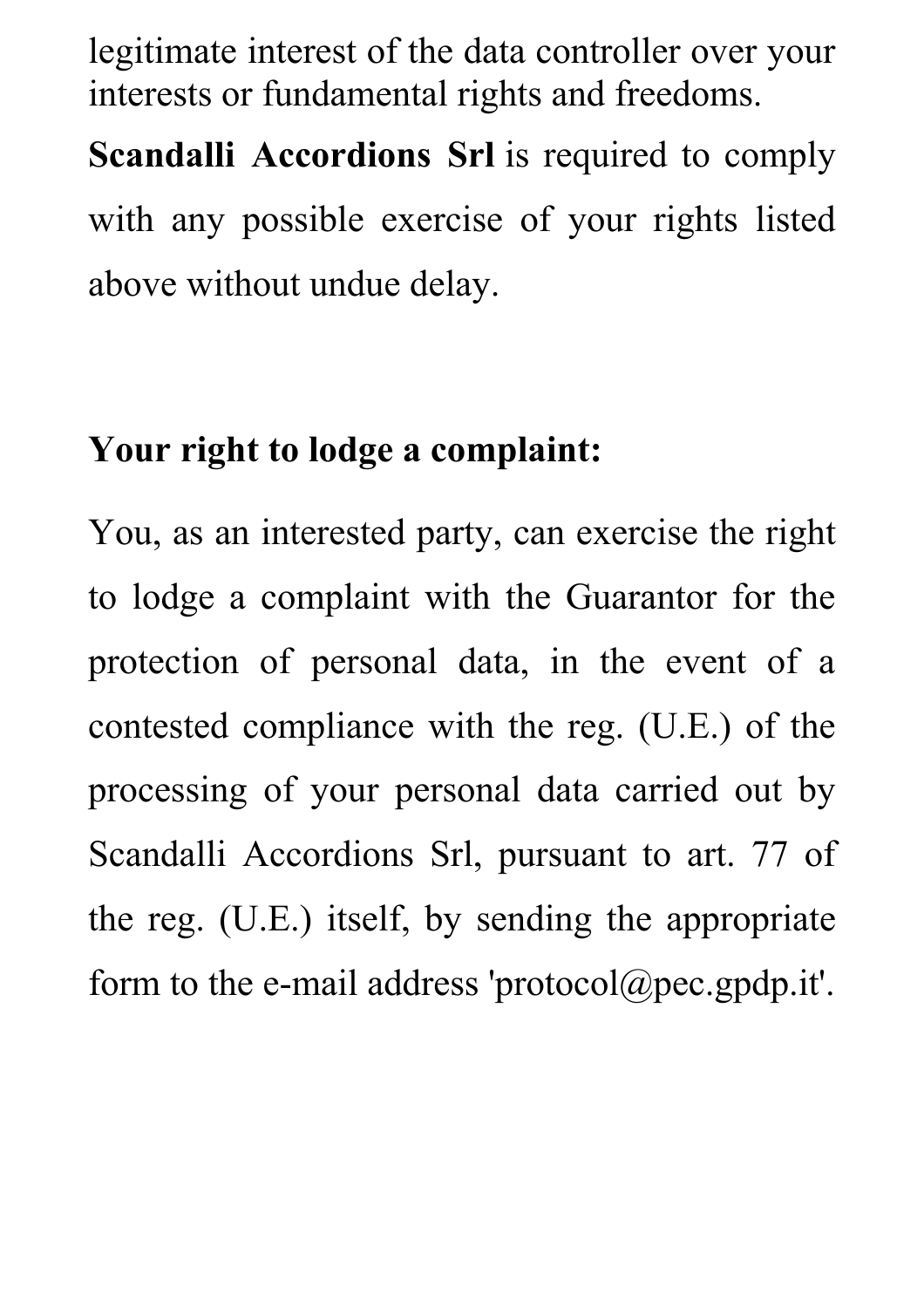legitimate interest of the data controller over your interests or fundamental rights and freedoms.

**Scandalli Accordions Srl** is required to comply with any possible exercise of your rights listed above without undue delay.

**Your right to lodge a complaint:**

You, as an interested party, can exercise the right to lodge a complaint with the Guarantor for the protection of personal data, in the event of a contested compliance with the reg. (U.E.) of the processing of your personal data carried out by Scandalli Accordions Srl, pursuant to art. 77 of the reg. (U.E.) itself, by sending the appropriate form to the e-mail address 'protocol@pec.gpdp.it'.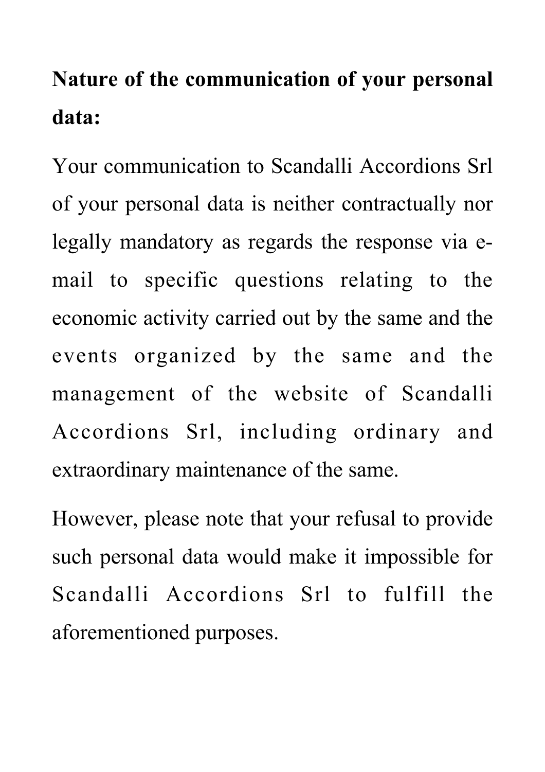**Nature of the communication of your personal data:**

Your communication to Scandalli Accordions Srl of your personal data is neither contractually nor legally mandatory as regards the response via e-mail to specific questions relating to the economic activity carried out by the same and the events organized by the same and the management of the website of Scandalli Accordions Srl, including ordinary and extraordinary maintenance of the same.

However, please note that your refusal to provide such personal data would make it impossible for Scandalli Accordions Srl to fulfill the aforementioned purposes.